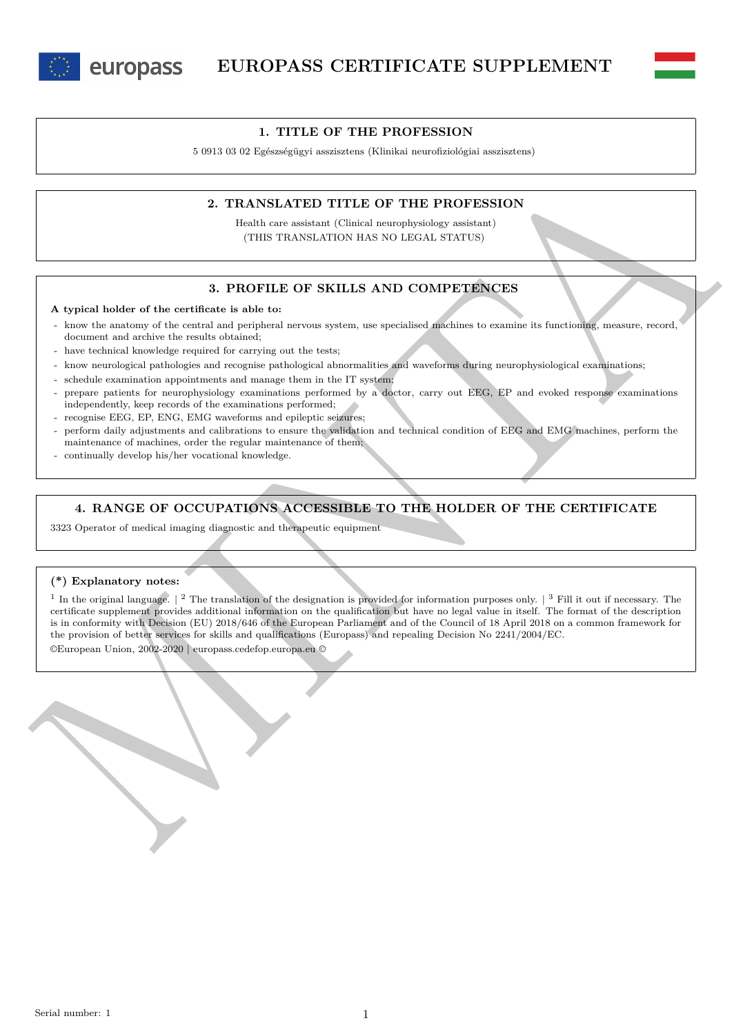# EUROPASS CERTIFICATE SUPPLEMENT

## 1. TITLE OF THE PROFESSION

5 0913 03 02 Egészségügyi asszisztens (Klinikai neurofiziológiai asszisztens)

## 2. TRANSLATED TITLE OF THE PROFESSION

Health care assistant (Clinical neurophysiology assistant)
(THIS TRANSLATION HAS NO LEGAL STATUS)

## 3. PROFILE OF SKILLS AND COMPETENCES

**A typical holder of the certificate is able to:**

- know the anatomy of the central and peripheral nervous system, use specialised machines to examine its functioning, measure, record, document and archive the results obtained;
- have technical knowledge required for carrying out the tests;
- know neurological pathologies and recognise pathological abnormalities and waveforms during neurophysiological examinations;
- schedule examination appointments and manage them in the IT system;
- prepare patients for neurophysiology examinations performed by a doctor, carry out EEG, EP and evoked response examinations independently, keep records of the examinations performed;
- recognise EEG, EP, ENG, EMG waveforms and epileptic seizures;
- perform daily adjustments and calibrations to ensure the validation and technical condition of EEG and EMG machines, perform the maintenance of machines, order the regular maintenance of them;
- continually develop his/her vocational knowledge.

## 4. RANGE OF OCCUPATIONS ACCESSIBLE TO THE HOLDER OF THE CERTIFICATE

3323 Operator of medical imaging diagnostic and therapeutic equipment

**(*) Explanatory notes:**

[1] In the original language. | [2] The translation of the designation is provided for information purposes only. | [3] Fill it out if necessary. The certificate supplement provides additional information on the qualification but have no legal value in itself. The format of the description is in conformity with Decision (EU) 2018/646 of the European Parliament and of the Council of 18 April 2018 on a common framework for the provision of better services for skills and qualifications (Europass) and repealing Decision No 2241/2004/EC.

©European Union, 2002-2020 | europass.cedefop.europa.eu ©

Serial number: 1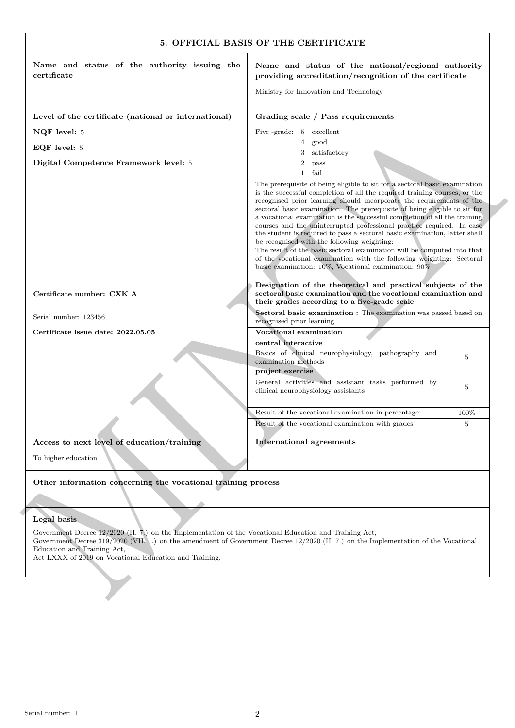## 5. OFFICIAL BASIS OF THE CERTIFICATE

| **Name and status of the authority issuing the certificate** | **Name and status of the national/regional authority providing accreditation/recognition of the certificate**<br><br>Ministry for Innovation and Technology |
|---|---|

**Level of the certificate (national or international)**

**NQF level:** 5

**EQF level:** 5

**Digital Competence Framework level:** 5

**Grading scale / Pass requirements**

Five -grade:
- 5 excellent
- 4 good
- 3 satisfactory
- 2 pass
- 1 fail

The prerequisite of being eligible to sit for a sectoral basic examination is the successful completion of all the required training courses, or the recognised prior learning should incorporate the requirements of the sectoral basic examination. The prerequisite of being eligible to sit for a vocational examination is the successful completion of all the training courses and the uninterrupted professional practice required. In case the student is required to pass a sectoral basic examination, latter shall be recognised with the following weighting:
The result of the basic sectoral examination will be computed into that of the vocational examination with the following weighting: Sectoral basic examination: 10%, Vocational examination: 90%

**Certificate number: CXK A**

Serial number: 123456

**Certificate issue date: 2022.05.05**

| **Designation of the theoretical and practical subjects of the sectoral basic examination and the vocational examination and their grades according to a five-grade scale** | |
|---|---|
| **Sectoral basic examination :** The examination was passed based on recognised prior learning | |
| **Vocational examination** | |
| **central interactive** | |
| Basics of clinical neurophysiology, pathography and examination methods | 5 |
| **project exercise** | |
| General activities and assistant tasks performed by clinical neurophysiology assistants | 5 |
| | |
| Result of the vocational examination in percentage | 100% |
| Result of the vocational examination with grades | 5 |

**Access to next level of education/training**

To higher education

**International agreements**

**Other information concerning the vocational training process**

**Legal basis**

Government Decree 12/2020 (II. 7.) on the Implementation of the Vocational Education and Training Act,
Government Decree 319/2020 (VII. 1.) on the amendment of Government Decree 12/2020 (II. 7.) on the Implementation of the Vocational Education and Training Act,
Act LXXX of 2019 on Vocational Education and Training.

Serial number: 1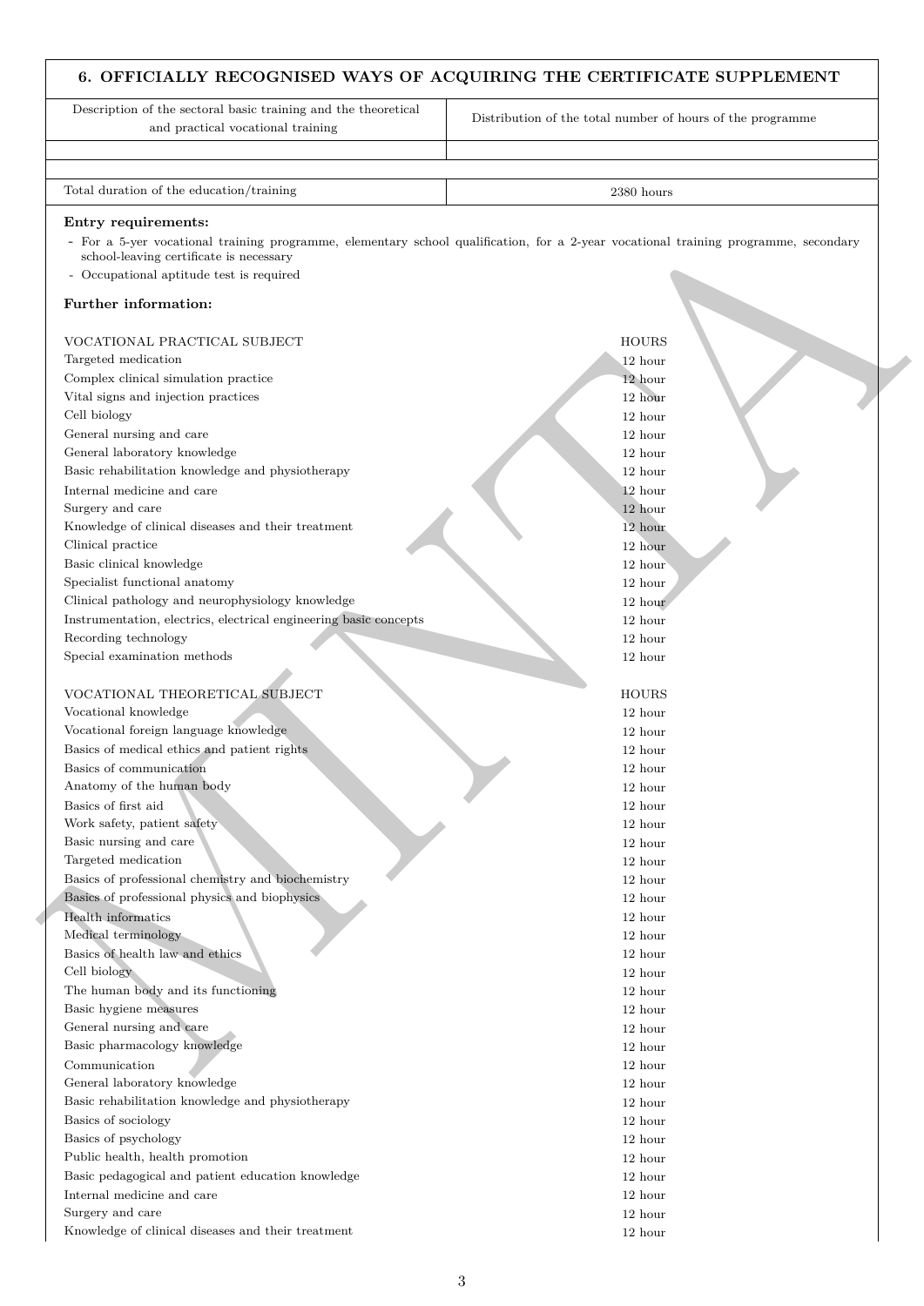## 6. OFFICIALLY RECOGNISED WAYS OF ACQUIRING THE CERTIFICATE SUPPLEMENT

| Description of the sectoral basic training and the theoretical and practical vocational training | Distribution of the total number of hours of the programme |
|---|---|
| | |
| | |
| Total duration of the education/training | 2380 hours |

**Entry requirements:**

- For a 5-yer vocational training programme, elementary school qualification, for a 2-year vocational training programme, secondary school-leaving certificate is necessary
- Occupational aptitude test is required

**Further information:**

| VOCATIONAL PRACTICAL SUBJECT | HOURS |
|---|---|
| Targeted medication | 12 hour |
| Complex clinical simulation practice | 12 hour |
| Vital signs and injection practices | 12 hour |
| Cell biology | 12 hour |
| General nursing and care | 12 hour |
| General laboratory knowledge | 12 hour |
| Basic rehabilitation knowledge and physiotherapy | 12 hour |
| Internal medicine and care | 12 hour |
| Surgery and care | 12 hour |
| Knowledge of clinical diseases and their treatment | 12 hour |
| Clinical practice | 12 hour |
| Basic clinical knowledge | 12 hour |
| Specialist functional anatomy | 12 hour |
| Clinical pathology and neurophysiology knowledge | 12 hour |
| Instrumentation, electrics, electrical engineering basic concepts | 12 hour |
| Recording technology | 12 hour |
| Special examination methods | 12 hour |

| VOCATIONAL THEORETICAL SUBJECT | HOURS |
|---|---|
| Vocational knowledge | 12 hour |
| Vocational foreign language knowledge | 12 hour |
| Basics of medical ethics and patient rights | 12 hour |
| Basics of communication | 12 hour |
| Anatomy of the human body | 12 hour |
| Basics of first aid | 12 hour |
| Work safety, patient safety | 12 hour |
| Basic nursing and care | 12 hour |
| Targeted medication | 12 hour |
| Basics of professional chemistry and biochemistry | 12 hour |
| Basics of professional physics and biophysics | 12 hour |
| Health informatics | 12 hour |
| Medical terminology | 12 hour |
| Basics of health law and ethics | 12 hour |
| Cell biology | 12 hour |
| The human body and its functioning | 12 hour |
| Basic hygiene measures | 12 hour |
| General nursing and care | 12 hour |
| Basic pharmacology knowledge | 12 hour |
| Communication | 12 hour |
| General laboratory knowledge | 12 hour |
| Basic rehabilitation knowledge and physiotherapy | 12 hour |
| Basics of sociology | 12 hour |
| Basics of psychology | 12 hour |
| Public health, health promotion | 12 hour |
| Basic pedagogical and patient education knowledge | 12 hour |
| Internal medicine and care | 12 hour |
| Surgery and care | 12 hour |
| Knowledge of clinical diseases and their treatment | 12 hour |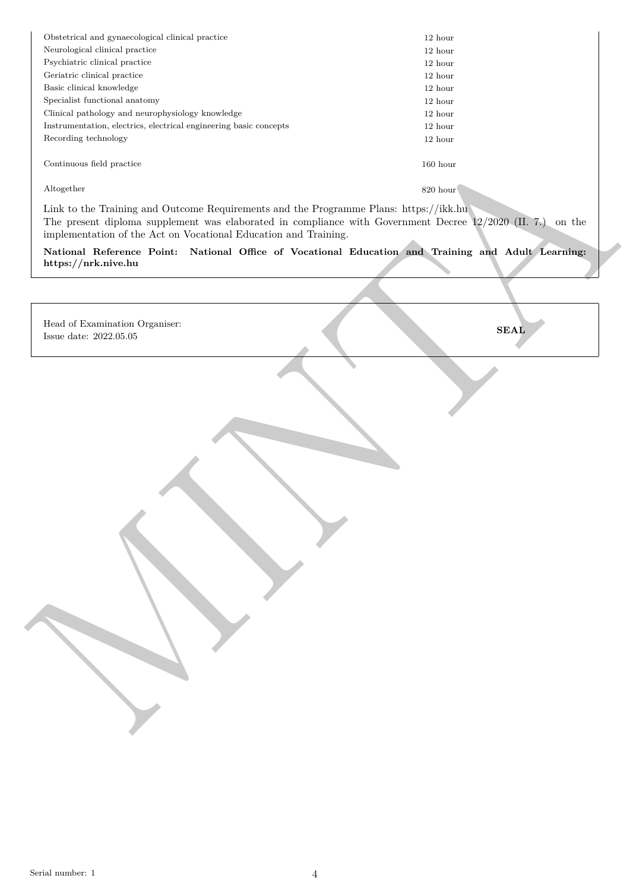| | |
|---|---|
| Obstetrical and gynaecological clinical practice | 12 hour |
| Neurological clinical practice | 12 hour |
| Psychiatric clinical practice | 12 hour |
| Geriatric clinical practice | 12 hour |
| Basic clinical knowledge | 12 hour |
| Specialist functional anatomy | 12 hour |
| Clinical pathology and neurophysiology knowledge | 12 hour |
| Instrumentation, electrics, electrical engineering basic concepts | 12 hour |
| Recording technology | 12 hour |
| Continuous field practice | 160 hour |
| Altogether | 820 hour |

Link to the Training and Outcome Requirements and the Programme Plans: https://ikk.hu
The present diploma supplement was elaborated in compliance with Government Decree 12/2020 (II. 7.) on the implementation of the Act on Vocational Education and Training.

**National Reference Point: National Office of Vocational Education and Training and Adult Learning: https://nrk.nive.hu**

Head of Examination Organiser:
Issue date: 2022.05.05

**SEAL**

Serial number: 1